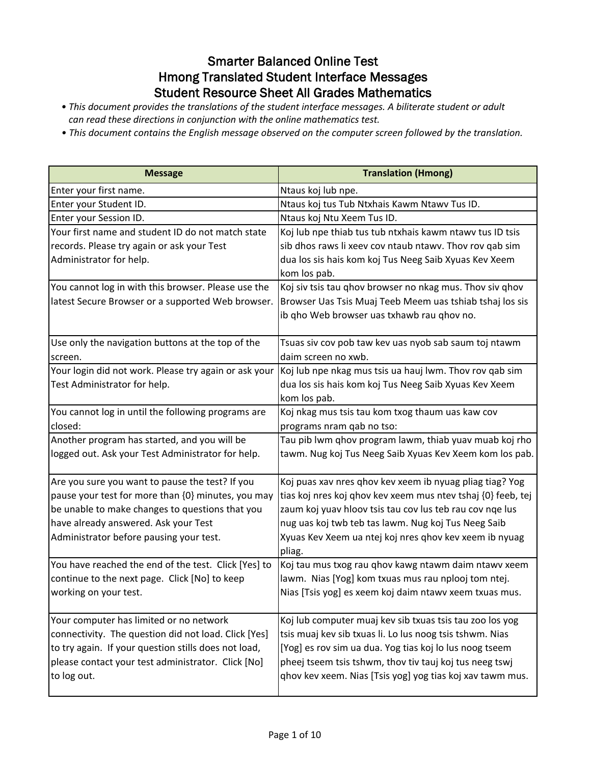# Smarter Balanced Online Test
# Hmong Translated Student Interface Messages
# Student Resource Sheet All Grades Mathematics

- *This document provides the translations of the student interface messages. A biliterate student or adult can read these directions in conjunction with the online mathematics test.*
- *This document contains the English message observed on the computer screen followed by the translation.*

| Message | Translation (Hmong) |
|---|---|
| Enter your first name. | Ntaus koj lub npe. |
| Enter your Student ID. | Ntaus koj tus Tub Ntxhais Kawm Ntawv Tus ID. |
| Enter your Session ID. | Ntaus koj Ntu Xeem Tus ID. |
| Your first name and student ID do not match state records. Please try again or ask your Test Administrator for help. | Koj lub npe thiab tus tub ntxhais kawm ntawv tus ID tsis sib dhos raws li xeev cov ntaub ntawv. Thov rov qab sim dua los sis hais kom koj Tus Neeg Saib Xyuas Kev Xeem kom los pab. |
| You cannot log in with this browser. Please use the latest Secure Browser or a supported Web browser. | Koj siv tsis tau qhov browser no nkag mus. Thov siv qhov Browser Uas Tsis Muaj Teeb Meem uas tshiab tshaj los sis ib qho Web browser uas txhawb rau qhov no. |
| Use only the navigation buttons at the top of the screen. | Tsuas siv cov pob taw kev uas nyob sab saum toj ntawm daim screen no xwb. |
| Your login did not work. Please try again or ask your Test Administrator for help. | Koj lub npe nkag mus tsis ua hauj lwm. Thov rov qab sim dua los sis hais kom koj Tus Neeg Saib Xyuas Kev Xeem kom los pab. |
| You cannot log in until the following programs are closed: | Koj nkag mus tsis tau kom txog thaum uas kaw cov programs nram qab no tso: |
| Another program has started, and you will be logged out. Ask your Test Administrator for help. | Tau pib lwm qhov program lawm, thiab yuav muab koj rho tawm. Nug koj Tus Neeg Saib Xyuas Kev Xeem kom los pab. |
| Are you sure you want to pause the test? If you pause your test for more than {0} minutes, you may be unable to make changes to questions that you have already answered. Ask your Test Administrator before pausing your test. | Koj puas xav nres qhov kev xeem ib nyuag pliag tiag? Yog tias koj nres koj qhov kev xeem mus ntev tshaj {0} feeb, tej zaum koj yuav hloov tsis tau cov lus teb rau cov nqe lus nug uas koj twb teb tas lawm. Nug koj Tus Neeg Saib Xyuas Kev Xeem ua ntej koj nres qhov kev xeem ib nyuag pliag. |
| You have reached the end of the test. Click [Yes] to continue to the next page. Click [No] to keep working on your test. | Koj tau mus txog rau qhov kawg ntawm daim ntawv xeem lawm. Nias [Yog] kom txuas mus rau nplooj tom ntej. Nias [Tsis yog] es xeem koj daim ntawv xeem txuas mus. |
| Your computer has limited or no network connectivity. The question did not load. Click [Yes] to try again. If your question stills does not load, please contact your test administrator. Click [No] to log out. | Koj lub computer muaj kev sib txuas tsis tau zoo los yog tsis muaj kev sib txuas li. Lo lus noog tsis tshwm. Nias [Yog] es rov sim ua dua. Yog tias koj lo lus noog tseem pheej tseem tsis tshwm, thov tiv tauj koj tus neeg tswj qhov kev xeem. Nias [Tsis yog] yog tias koj xav tawm mus. |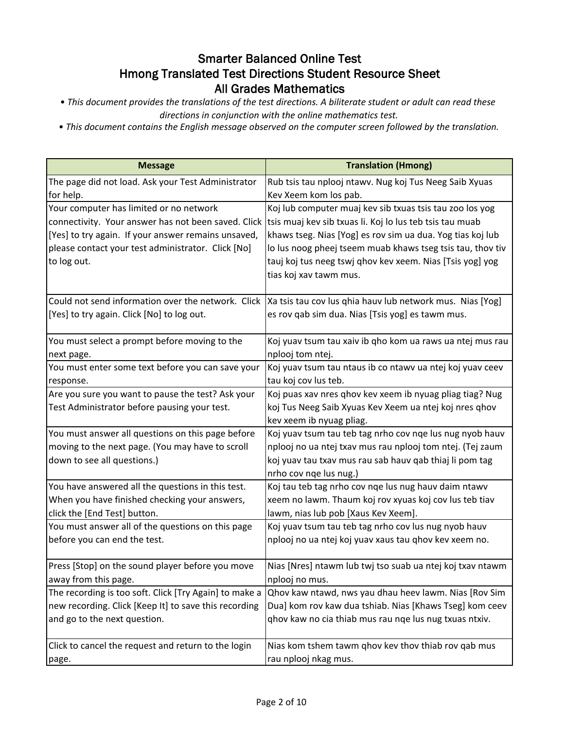# Smarter Balanced Online Test
# Hmong Translated Test Directions Student Resource Sheet
# All Grades Mathematics

*• This document provides the translations of the test directions. A biliterate student or adult can read these directions in conjunction with the online mathematics test.*

*• This document contains the English message observed on the computer screen followed by the translation.*

| Message | Translation (Hmong) |
| --- | --- |
| The page did not load. Ask your Test Administrator for help. | Rub tsis tau nplooj ntawv. Nug koj Tus Neeg Saib Xyuas Kev Xeem kom los pab. |
| Your computer has limited or no network connectivity. Your answer has not been saved. Click [Yes] to try again. If your answer remains unsaved, please contact your test administrator. Click [No] to log out. | Koj lub computer muaj kev sib txuas tsis tau zoo los yog tsis muaj kev sib txuas li. Koj lo lus teb tsis tau muab khaws tseg. Nias [Yog] es rov sim ua dua. Yog tias koj lub lo lus noog pheej tseem muab khaws tseg tsis tau, thov tiv tauj koj tus neeg tswj qhov kev xeem. Nias [Tsis yog] yog tias koj xav tawm mus. |
| Could not send information over the network. Click [Yes] to try again. Click [No] to log out. | Xa tsis tau cov lus qhia hauv lub network mus. Nias [Yog] es rov qab sim dua. Nias [Tsis yog] es tawm mus. |
| You must select a prompt before moving to the next page. | Koj yuav tsum tau xaiv ib qho kom ua raws ua ntej mus rau nplooj tom ntej. |
| You must enter some text before you can save your response. | Koj yuav tsum tau ntaus ib co ntawv ua ntej koj yuav ceev tau koj cov lus teb. |
| Are you sure you want to pause the test? Ask your Test Administrator before pausing your test. | Koj puas xav nres qhov kev xeem ib nyuag pliag tiag? Nug koj Tus Neeg Saib Xyuas Kev Xeem ua ntej koj nres qhov kev xeem ib nyuag pliag. |
| You must answer all questions on this page before moving to the next page. (You may have to scroll down to see all questions.) | Koj yuav tsum tau teb tag nrho cov nqe lus nug nyob hauv nplooj no ua ntej txav mus rau nplooj tom ntej. (Tej zaum koj yuav tau txav mus rau sab hauv qab thiaj li pom tag nrho cov nqe lus nug.) |
| You have answered all the questions in this test. When you have finished checking your answers, click the [End Test] button. | Koj tau teb tag nrho cov nqe lus nug hauv daim ntawv xeem no lawm. Thaum koj rov xyuas koj cov lus teb tiav lawm, nias lub pob [Xaus Kev Xeem]. |
| You must answer all of the questions on this page before you can end the test. | Koj yuav tsum tau teb tag nrho cov lus nug nyob hauv nplooj no ua ntej koj yuav xaus tau qhov kev xeem no. |
| Press [Stop] on the sound player before you move away from this page. | Nias [Nres] ntawm lub twj tso suab ua ntej koj txav ntawm nplooj no mus. |
| The recording is too soft. Click [Try Again] to make a new recording. Click [Keep It] to save this recording and go to the next question. | Qhov kaw ntawd, nws yau dhau heev lawm. Nias [Rov Sim Dua] kom rov kaw dua tshiab. Nias [Khaws Tseg] kom ceev qhov kaw no cia thiab mus rau nqe lus nug txuas ntxiv. |
| Click to cancel the request and return to the login page. | Nias kom tshem tawm qhov kev thov thiab rov qab mus rau nplooj nkag mus. |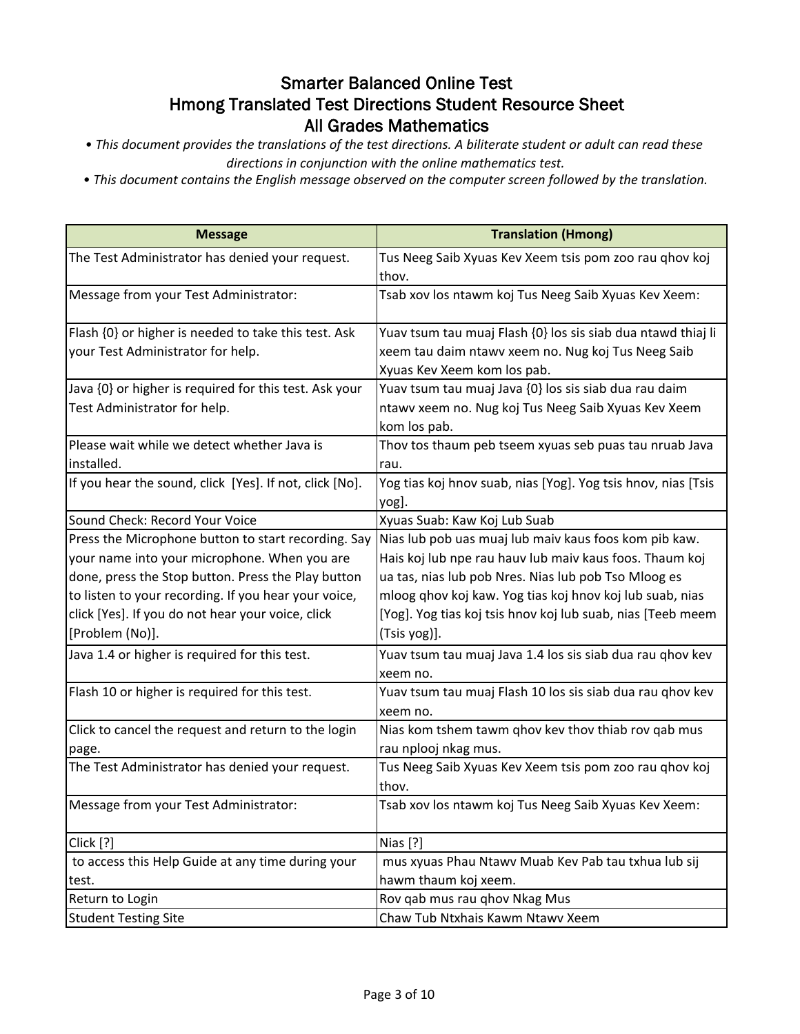# Smarter Balanced Online Test
# Hmong Translated Test Directions Student Resource Sheet
# All Grades Mathematics

- *This document provides the translations of the test directions. A biliterate student or adult can read these directions in conjunction with the online mathematics test.*
- *This document contains the English message observed on the computer screen followed by the translation.*

| Message | Translation (Hmong) |
|---|---|
| The Test Administrator has denied your request. | Tus Neeg Saib Xyuas Kev Xeem tsis pom zoo rau qhov koj thov. |
| Message from your Test Administrator: | Tsab xov los ntawm koj Tus Neeg Saib Xyuas Kev Xeem: |
| Flash {0} or higher is needed to take this test. Ask your Test Administrator for help. | Yuav tsum tau muaj Flash {0} los sis siab dua ntawd thiaj li xeem tau daim ntawv xeem no. Nug koj Tus Neeg Saib Xyuas Kev Xeem kom los pab. |
| Java {0} or higher is required for this test. Ask your Test Administrator for help. | Yuav tsum tau muaj Java {0} los sis siab dua rau daim ntawv xeem no. Nug koj Tus Neeg Saib Xyuas Kev Xeem kom los pab. |
| Please wait while we detect whether Java is installed. | Thov tos thaum peb tseem xyuas seb puas tau nruab Java rau. |
| If you hear the sound, click [Yes]. If not, click [No]. | Yog tias koj hnov suab, nias [Yog]. Yog tsis hnov, nias [Tsis yog]. |
| Sound Check: Record Your Voice | Xyuas Suab: Kaw Koj Lub Suab |
| Press the Microphone button to start recording. Say your name into your microphone. When you are done, press the Stop button. Press the Play button to listen to your recording. If you hear your voice, click [Yes]. If you do not hear your voice, click [Problem (No)]. | Nias lub pob uas muaj lub maiv kaus foos kom pib kaw. Hais koj lub npe rau hauv lub maiv kaus foos. Thaum koj ua tas, nias lub pob Nres. Nias lub pob Tso Mloog es mloog qhov koj kaw. Yog tias koj hnov koj lub suab, nias [Yog]. Yog tias koj tsis hnov koj lub suab, nias [Teeb meem (Tsis yog)]. |
| Java 1.4 or higher is required for this test. | Yuav tsum tau muaj Java 1.4 los sis siab dua rau qhov kev xeem no. |
| Flash 10 or higher is required for this test. | Yuav tsum tau muaj Flash 10 los sis siab dua rau qhov kev xeem no. |
| Click to cancel the request and return to the login page. | Nias kom tshem tawm qhov kev thov thiab rov qab mus rau nplooj nkag mus. |
| The Test Administrator has denied your request. | Tus Neeg Saib Xyuas Kev Xeem tsis pom zoo rau qhov koj thov. |
| Message from your Test Administrator: | Tsab xov los ntawm koj Tus Neeg Saib Xyuas Kev Xeem: |
| Click [?] | Nias [?] |
| to access this Help Guide at any time during your test. | mus xyuas Phau Ntawv Muab Kev Pab tau txhua lub sij hawm thaum koj xeem. |
| Return to Login | Rov qab mus rau qhov Nkag Mus |
| Student Testing Site | Chaw Tub Ntxhais Kawm Ntawv Xeem |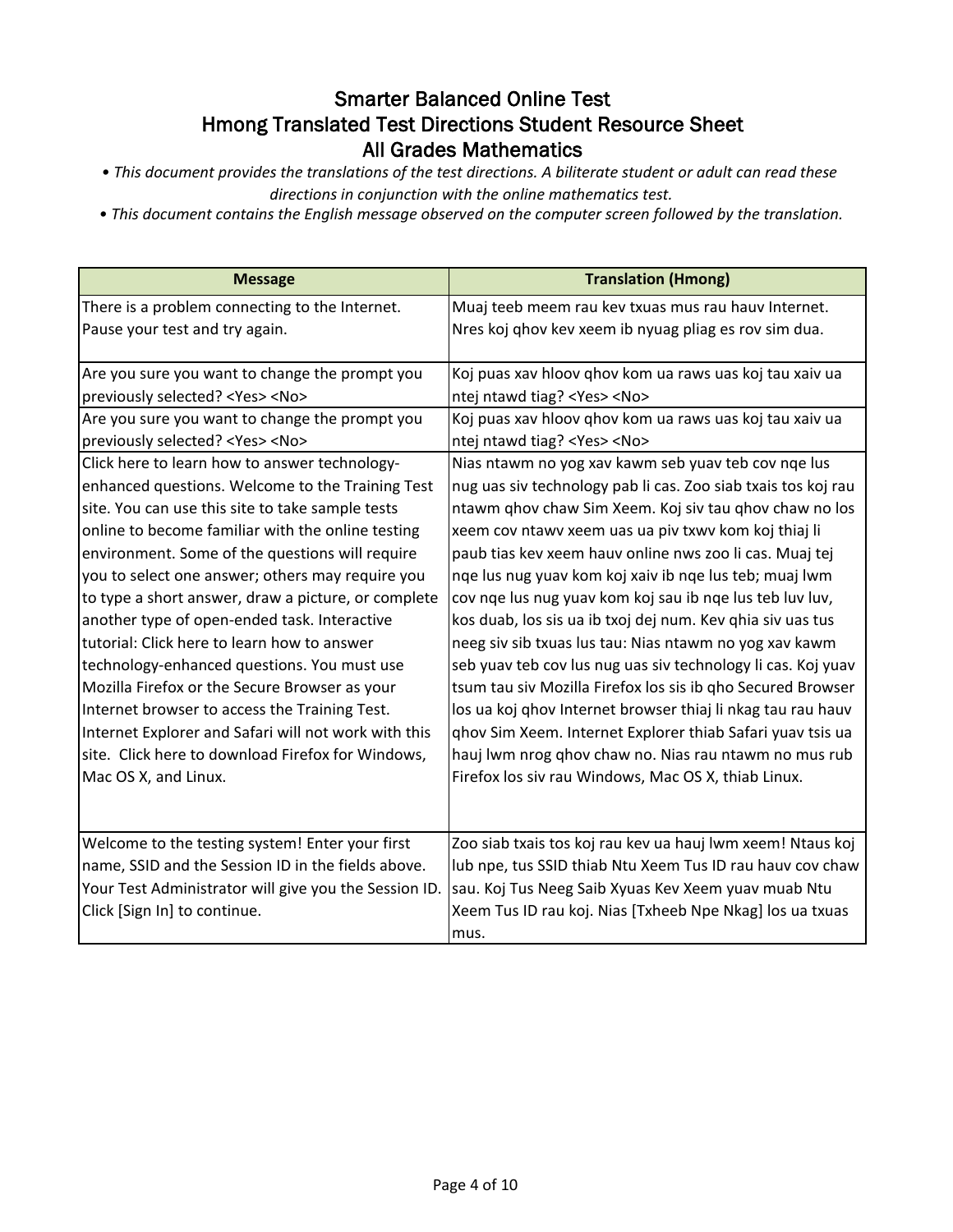# Smarter Balanced Online Test
# Hmong Translated Test Directions Student Resource Sheet
# All Grades Mathematics

*• This document provides the translations of the test directions. A biliterate student or adult can read these directions in conjunction with the online mathematics test.*

*• This document contains the English message observed on the computer screen followed by the translation.*

| Message | Translation (Hmong) |
|---|---|
| There is a problem connecting to the Internet. Pause your test and try again. | Muaj teeb meem rau kev txuas mus rau hauv Internet. Nres koj qhov kev xeem ib nyuag pliag es rov sim dua. |
| Are you sure you want to change the prompt you previously selected? <Yes> <No> | Koj puas xav hloov qhov kom ua raws uas koj tau xaiv ua ntej ntawd tiag? <Yes> <No> |
| Are you sure you want to change the prompt you previously selected? <Yes> <No> | Koj puas xav hloov qhov kom ua raws uas koj tau xaiv ua ntej ntawd tiag? <Yes> <No> |
| Click here to learn how to answer technology-enhanced questions. Welcome to the Training Test site. You can use this site to take sample tests online to become familiar with the online testing environment. Some of the questions will require you to select one answer; others may require you to type a short answer, draw a picture, or complete another type of open-ended task. Interactive tutorial: Click here to learn how to answer technology-enhanced questions. You must use Mozilla Firefox or the Secure Browser as your Internet browser to access the Training Test. Internet Explorer and Safari will not work with this site. Click here to download Firefox for Windows, Mac OS X, and Linux. | Nias ntawm no yog xav kawm seb yuav teb cov nqe lus nug uas siv technology pab li cas. Zoo siab txais tos koj rau ntawm qhov chaw Sim Xeem. Koj siv tau qhov chaw no los xeem cov ntawv xeem uas ua piv txwv kom koj thiaj li paub tias kev xeem hauv online nws zoo li cas. Muaj tej nqe lus nug yuav kom koj xaiv ib nqe lus teb; muaj lwm cov nqe lus nug yuav kom koj sau ib nqe lus teb luv luv, kos duab, los sis ua ib txoj dej num. Kev qhia siv uas tus neeg siv sib txuas lus tau: Nias ntawm no yog xav kawm seb yuav teb cov lus nug uas siv technology li cas. Koj yuav tsum tau siv Mozilla Firefox los sis ib qho Secured Browser los ua koj qhov Internet browser thiaj li nkag tau rau hauv qhov Sim Xeem. Internet Explorer thiab Safari yuav tsis ua hauj lwm nrog qhov chaw no. Nias rau ntawm no mus rub Firefox los siv rau Windows, Mac OS X, thiab Linux. |
| Welcome to the testing system! Enter your first name, SSID and the Session ID in the fields above. Your Test Administrator will give you the Session ID. Click [Sign In] to continue. | Zoo siab txais tos koj rau kev ua hauj lwm xeem! Ntaus koj lub npe, tus SSID thiab Ntu Xeem Tus ID rau hauv cov chaw sau. Koj Tus Neeg Saib Xyuas Kev Xeem yuav muab Ntu Xeem Tus ID rau koj. Nias [Txheeb Npe Nkag] los ua txuas mus. |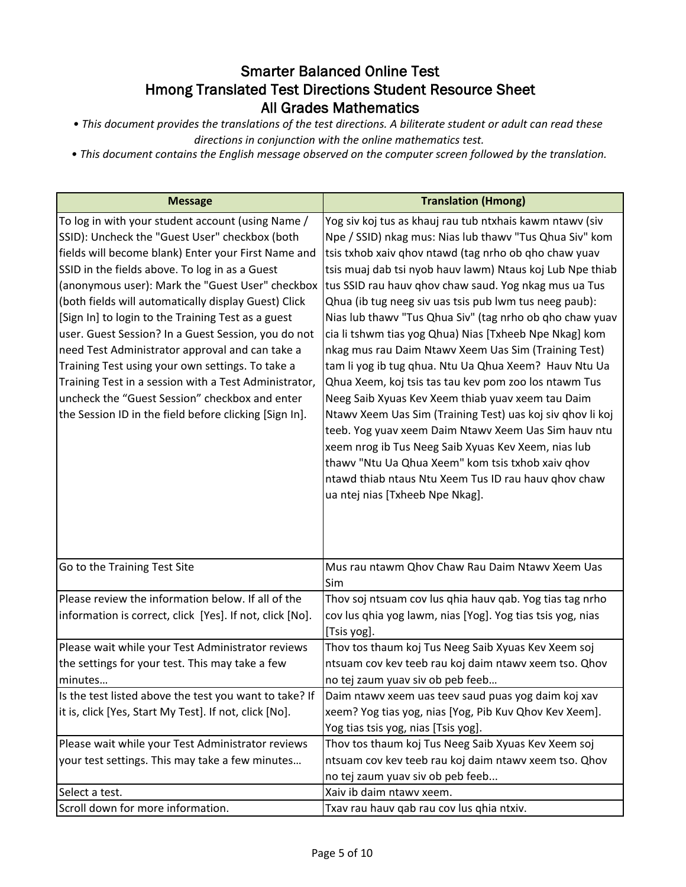# Smarter Balanced Online Test
# Hmong Translated Test Directions Student Resource Sheet
# All Grades Mathematics

*• This document provides the translations of the test directions. A biliterate student or adult can read these directions in conjunction with the online mathematics test.*

*• This document contains the English message observed on the computer screen followed by the translation.*

| Message | Translation (Hmong) |
|---|---|
| To log in with your student account (using Name / SSID): Uncheck the "Guest User" checkbox (both fields will become blank) Enter your First Name and SSID in the fields above. To log in as a Guest (anonymous user): Mark the "Guest User" checkbox (both fields will automatically display Guest) Click [Sign In] to login to the Training Test as a guest user. Guest Session? In a Guest Session, you do not need Test Administrator approval and can take a Training Test using your own settings. To take a Training Test in a session with a Test Administrator, uncheck the "Guest Session" checkbox and enter the Session ID in the field before clicking [Sign In]. | Yog siv koj tus as khauj rau tub ntxhais kawm ntawv (siv Npe / SSID) nkag mus: Nias lub thawv "Tus Qhua Siv" kom tsis txhob xaiv qhov ntawd (tag nrho ob qho chaw yuav tsis muaj dab tsi nyob hauv lawm) Ntaus koj Lub Npe thiab tus SSID rau hauv qhov chaw saud. Yog nkag mus ua Tus Qhua (ib tug neeg siv uas tsis pub lwm tus neeg paub): Nias lub thawv "Tus Qhua Siv" (tag nrho ob qho chaw yuav cia li tshwm tias yog Qhua) Nias [Txheeb Npe Nkag] kom nkag mus rau Daim Ntawv Xeem Uas Sim (Training Test) tam li yog ib tug qhua. Ntu Ua Qhua Xeem? Hauv Ntu Ua Qhua Xeem, koj tsis tas tau kev pom zoo los ntawm Tus Neeg Saib Xyuas Kev Xeem thiab yuav xeem tau Daim Ntawv Xeem Uas Sim (Training Test) uas koj siv qhov li koj teeb. Yog yuav xeem Daim Ntawv Xeem Uas Sim hauv ntu xeem nrog ib Tus Neeg Saib Xyuas Kev Xeem, nias lub thawv "Ntu Ua Qhua Xeem" kom tsis txhob xaiv qhov ntawd thiab ntaus Ntu Xeem Tus ID rau hauv qhov chaw ua ntej nias [Txheeb Npe Nkag]. |
| Go to the Training Test Site | Mus rau ntawm Qhov Chaw Rau Daim Ntawv Xeem Uas Sim |
| Please review the information below. If all of the information is correct, click [Yes]. If not, click [No]. | Thov soj ntsuam cov lus qhia hauv qab. Yog tias tag nrho cov lus qhia yog lawm, nias [Yog]. Yog tias tsis yog, nias [Tsis yog]. |
| Please wait while your Test Administrator reviews the settings for your test. This may take a few minutes… | Thov tos thaum koj Tus Neeg Saib Xyuas Kev Xeem soj ntsuam cov kev teeb rau koj daim ntawv xeem tso. Qhov no tej zaum yuav siv ob peb feeb… |
| Is the test listed above the test you want to take? If it is, click [Yes, Start My Test]. If not, click [No]. | Daim ntawv xeem uas teev saud puas yog daim koj xav xeem? Yog tias yog, nias [Yog, Pib Kuv Qhov Kev Xeem]. Yog tias tsis yog, nias [Tsis yog]. |
| Please wait while your Test Administrator reviews your test settings. This may take a few minutes… | Thov tos thaum koj Tus Neeg Saib Xyuas Kev Xeem soj ntsuam cov kev teeb rau koj daim ntawv xeem tso. Qhov no tej zaum yuav siv ob peb feeb... |
| Select a test. | Xaiv ib daim ntawv xeem. |
| Scroll down for more information. | Txav rau hauv qab rau cov lus qhia ntxiv. |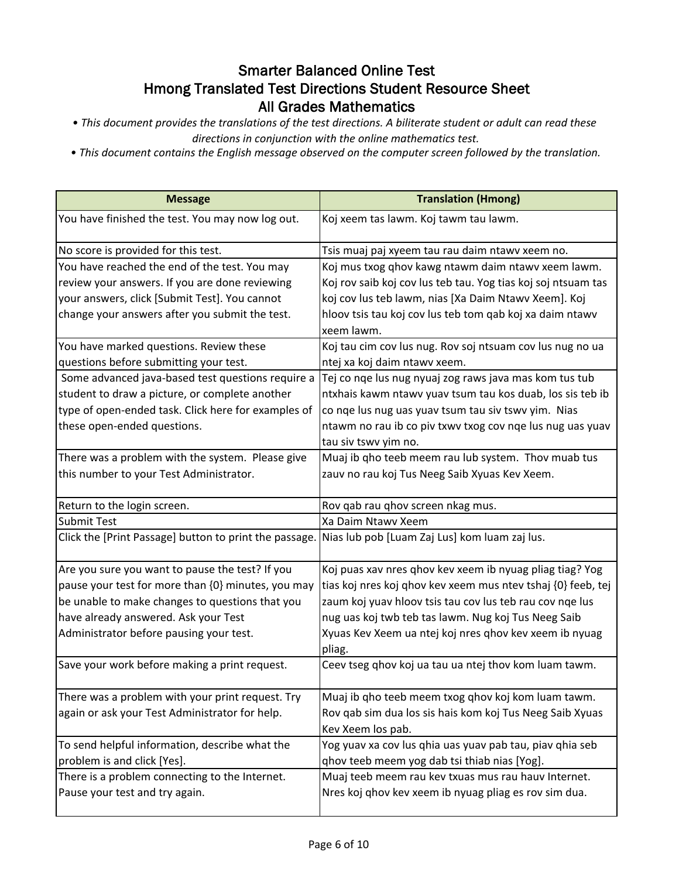# Smarter Balanced Online Test
## Hmong Translated Test Directions Student Resource Sheet
## All Grades Mathematics

- *This document provides the translations of the test directions. A biliterate student or adult can read these directions in conjunction with the online mathematics test.*
- *This document contains the English message observed on the computer screen followed by the translation.*

| Message | Translation (Hmong) |
|---|---|
| You have finished the test. You may now log out. | Koj xeem tas lawm. Koj tawm tau lawm. |
| No score is provided for this test. | Tsis muaj paj xyeem tau rau daim ntawv xeem no. |
| You have reached the end of the test. You may review your answers. If you are done reviewing your answers, click [Submit Test]. You cannot change your answers after you submit the test. | Koj mus txog qhov kawg ntawm daim ntawv xeem lawm. Koj rov saib koj cov lus teb tau. Yog tias koj soj ntsuam tas koj cov lus teb lawm, nias [Xa Daim Ntawv Xeem]. Koj hloov tsis tau koj cov lus teb tom qab koj xa daim ntawv xeem lawm. |
| You have marked questions. Review these questions before submitting your test. | Koj tau cim cov lus nug. Rov soj ntsuam cov lus nug no ua ntej xa koj daim ntawv xeem. |
| Some advanced java-based test questions require a student to draw a picture, or complete another type of open-ended task. Click here for examples of these open-ended questions. | Tej co nqe lus nug nyuaj zog raws java mas kom tus tub ntxhais kawm ntawv yuav tsum tau kos duab, los sis teb ib co nqe lus nug uas yuav tsum tau siv tswv yim. Nias ntawm no rau ib co piv txwv txog cov nqe lus nug uas yuav tau siv tswv yim no. |
| There was a problem with the system. Please give this number to your Test Administrator. | Muaj ib qho teeb meem rau lub system. Thov muab tus zauv no rau koj Tus Neeg Saib Xyuas Kev Xeem. |
| Return to the login screen. | Rov qab rau qhov screen nkag mus. |
| Submit Test | Xa Daim Ntawv Xeem |
| Click the [Print Passage] button to print the passage. | Nias lub pob [Luam Zaj Lus] kom luam zaj lus. |
| Are you sure you want to pause the test? If you pause your test for more than {0} minutes, you may be unable to make changes to questions that you have already answered. Ask your Test Administrator before pausing your test. | Koj puas xav nres qhov kev xeem ib nyuag pliag tiag? Yog tias koj nres koj qhov kev xeem mus ntev tshaj {0} feeb, tej zaum koj yuav hloov tsis tau cov lus teb rau cov nqe lus nug uas koj twb teb tas lawm. Nug koj Tus Neeg Saib Xyuas Kev Xeem ua ntej koj nres qhov kev xeem ib nyuag pliag. |
| Save your work before making a print request. | Ceev tseg qhov koj ua tau ua ntej thov kom luam tawm. |
| There was a problem with your print request. Try again or ask your Test Administrator for help. | Muaj ib qho teeb meem txog qhov koj kom luam tawm. Rov qab sim dua los sis hais kom koj Tus Neeg Saib Xyuas Kev Xeem los pab. |
| To send helpful information, describe what the problem is and click [Yes]. | Yog yuav xa cov lus qhia uas yuav pab tau, piav qhia seb qhov teeb meem yog dab tsi thiab nias [Yog]. |
| There is a problem connecting to the Internet. Pause your test and try again. | Muaj teeb meem rau kev txuas mus rau hauv Internet. Nres koj qhov kev xeem ib nyuag pliag es rov sim dua. |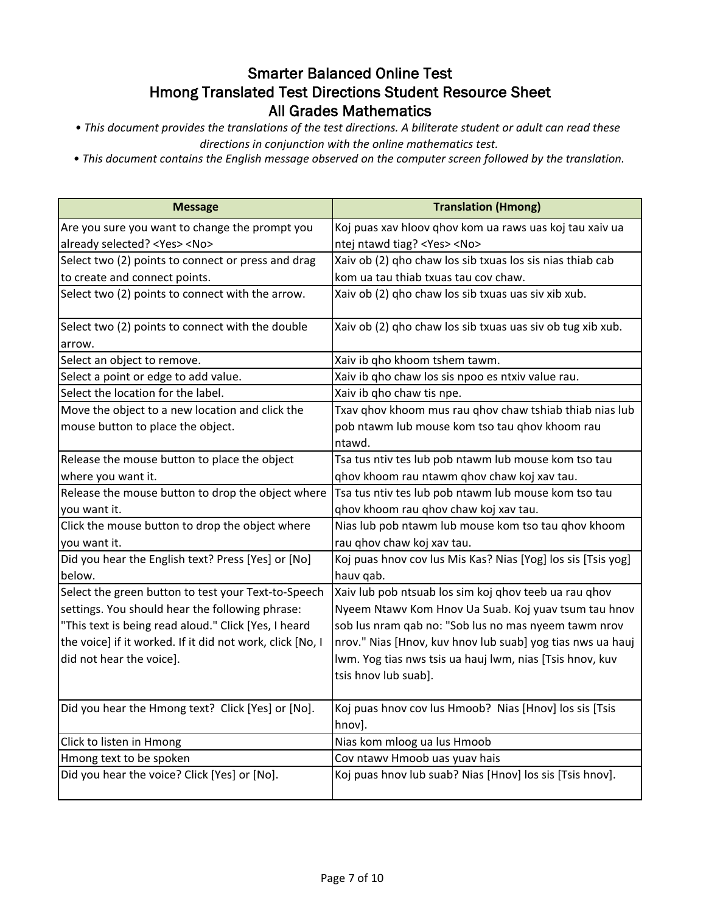# Smarter Balanced Online Test
## Hmong Translated Test Directions Student Resource Sheet
## All Grades Mathematics

- *This document provides the translations of the test directions. A biliterate student or adult can read these directions in conjunction with the online mathematics test.*
- *This document contains the English message observed on the computer screen followed by the translation.*

| Message | Translation (Hmong) |
|---|---|
| Are you sure you want to change the prompt you already selected? <Yes> <No> | Koj puas xav hloov qhov kom ua raws uas koj tau xaiv ua ntej ntawd tiag? <Yes> <No> |
| Select two (2) points to connect or press and drag to create and connect points. | Xaiv ob (2) qho chaw los sib txuas los sis nias thiab cab kom ua tau thiab txuas tau cov chaw. |
| Select two (2) points to connect with the arrow. | Xaiv ob (2) qho chaw los sib txuas uas siv xib xub. |
| Select two (2) points to connect with the double arrow. | Xaiv ob (2) qho chaw los sib txuas uas siv ob tug xib xub. |
| Select an object to remove. | Xaiv ib qho khoom tshem tawm. |
| Select a point or edge to add value. | Xaiv ib qho chaw los sis npoo es ntxiv value rau. |
| Select the location for the label. | Xaiv ib qho chaw tis npe. |
| Move the object to a new location and click the mouse button to place the object. | Txav qhov khoom mus rau qhov chaw tshiab thiab nias lub pob ntawm lub mouse kom tso tau qhov khoom rau ntawd. |
| Release the mouse button to place the object where you want it. | Tsa tus ntiv tes lub pob ntawm lub mouse kom tso tau qhov khoom rau ntawm qhov chaw koj xav tau. |
| Release the mouse button to drop the object where you want it. | Tsa tus ntiv tes lub pob ntawm lub mouse kom tso tau qhov khoom rau qhov chaw koj xav tau. |
| Click the mouse button to drop the object where you want it. | Nias lub pob ntawm lub mouse kom tso tau qhov khoom rau qhov chaw koj xav tau. |
| Did you hear the English text? Press [Yes] or [No] below. | Koj puas hnov cov lus Mis Kas? Nias [Yog] los sis [Tsis yog] hauv qab. |
| Select the green button to test your Text-to-Speech settings. You should hear the following phrase: "This text is being read aloud." Click [Yes, I heard the voice] if it worked. If it did not work, click [No, I did not hear the voice]. | Xaiv lub pob ntsuab los sim koj qhov teeb ua rau qhov Nyeem Ntawv Kom Hnov Ua Suab. Koj yuav tsum tau hnov sob lus nram qab no: "Sob lus no mas nyeem tawm nrov nrov." Nias [Hnov, kuv hnov lub suab] yog tias nws ua hauj lwm. Yog tias nws tsis ua hauj lwm, nias [Tsis hnov, kuv tsis hnov lub suab]. |
| Did you hear the Hmong text? Click [Yes] or [No]. | Koj puas hnov cov lus Hmoob? Nias [Hnov] los sis [Tsis hnov]. |
| Click to listen in Hmong | Nias kom mloog ua lus Hmoob |
| Hmong text to be spoken | Cov ntawv Hmoob uas yuav hais |
| Did you hear the voice? Click [Yes] or [No]. | Koj puas hnov lub suab? Nias [Hnov] los sis [Tsis hnov]. |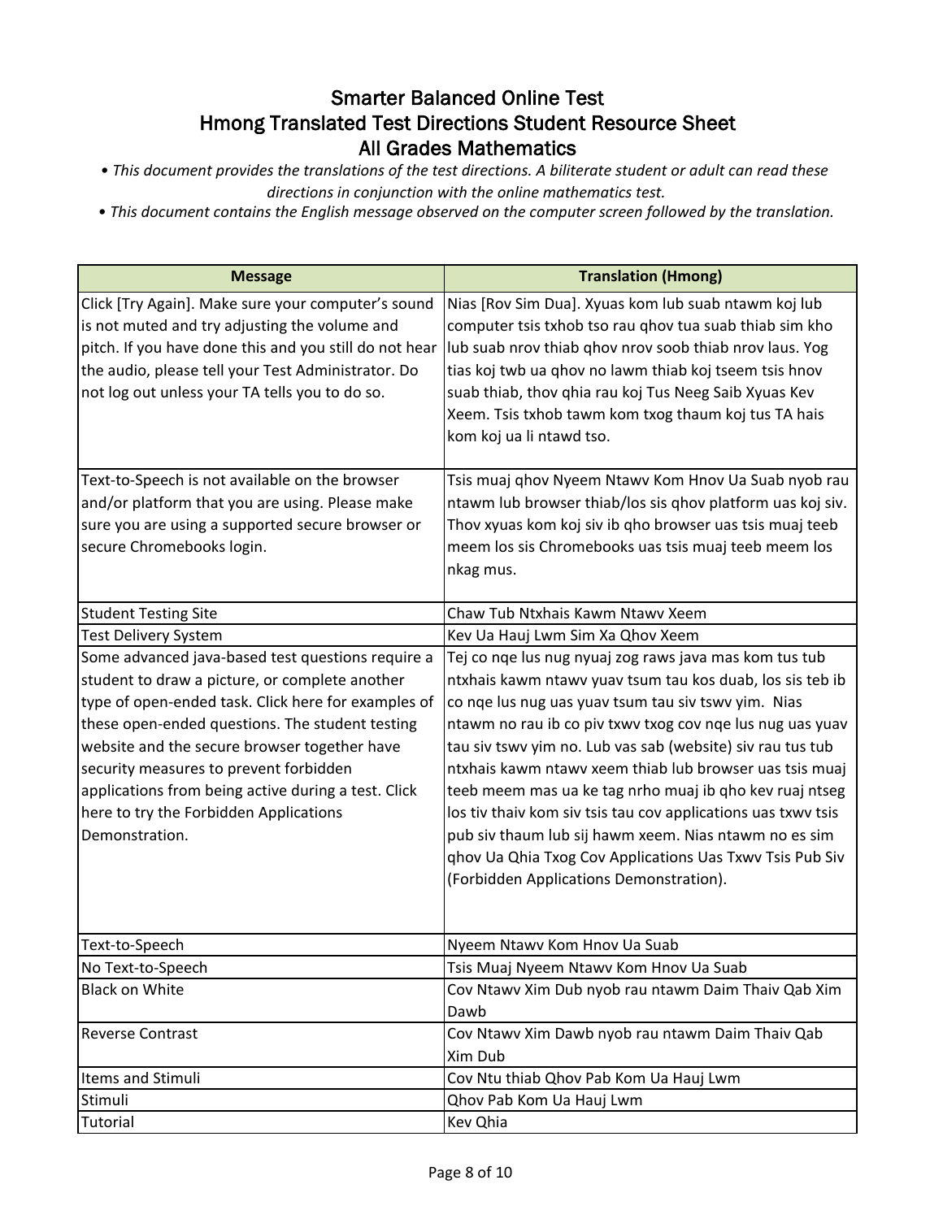# Smarter Balanced Online Test
# Hmong Translated Test Directions Student Resource Sheet
# All Grades Mathematics

*• This document provides the translations of the test directions. A biliterate student or adult can read these directions in conjunction with the online mathematics test.*

*• This document contains the English message observed on the computer screen followed by the translation.*

| Message | Translation (Hmong) |
|---|---|
| Click [Try Again]. Make sure your computer's sound is not muted and try adjusting the volume and pitch. If you have done this and you still do not hear the audio, please tell your Test Administrator. Do not log out unless your TA tells you to do so. | Nias [Rov Sim Dua]. Xyuas kom lub suab ntawm koj lub computer tsis txhob tso rau qhov tua suab thiab sim kho lub suab nrov thiab qhov nrov soob thiab nrov laus. Yog tias koj twb ua qhov no lawm thiab koj tseem tsis hnov suab thiab, thov qhia rau koj Tus Neeg Saib Xyuas Kev Xeem. Tsis txhob tawm kom txog thaum koj tus TA hais kom koj ua li ntawd tso. |
| Text-to-Speech is not available on the browser and/or platform that you are using. Please make sure you are using a supported secure browser or secure Chromebooks login. | Tsis muaj qhov Nyeem Ntawv Kom Hnov Ua Suab nyob rau ntawm lub browser thiab/los sis qhov platform uas koj siv. Thov xyuas kom koj siv ib qho browser uas tsis muaj teeb meem los sis Chromebooks uas tsis muaj teeb meem los nkag mus. |
| Student Testing Site | Chaw Tub Ntxhais Kawm Ntawv Xeem |
| Test Delivery System | Kev Ua Hauj Lwm Sim Xa Qhov Xeem |
| Some advanced java-based test questions require a student to draw a picture, or complete another type of open-ended task. Click here for examples of these open-ended questions. The student testing website and the secure browser together have security measures to prevent forbidden applications from being active during a test. Click here to try the Forbidden Applications Demonstration. | Tej co nqe lus nug nyuaj zog raws java mas kom tus tub ntxhais kawm ntawv yuav tsum tau kos duab, los sis teb ib co nqe lus nug uas yuav tsum tau siv tswv yim. Nias ntawm no rau ib co piv txwv txog cov nqe lus nug uas yuav tau siv tswv yim no. Lub vas sab (website) siv rau tus tub ntxhais kawm ntawv xeem thiab lub browser uas tsis muaj teeb meem mas ua ke tag nrho muaj ib qho kev ruaj ntseg los tiv thaiv kom siv tsis tau cov applications uas txwv tsis pub siv thaum lub sij hawm xeem. Nias ntawm no es sim qhov Ua Qhia Txog Cov Applications Uas Txwv Tsis Pub Siv (Forbidden Applications Demonstration). |
| Text-to-Speech | Nyeem Ntawv Kom Hnov Ua Suab |
| No Text-to-Speech | Tsis Muaj Nyeem Ntawv Kom Hnov Ua Suab |
| Black on White | Cov Ntawv Xim Dub nyob rau ntawm Daim Thaiv Qab Xim Dawb |
| Reverse Contrast | Cov Ntawv Xim Dawb nyob rau ntawm Daim Thaiv Qab Xim Dub |
| Items and Stimuli | Cov Ntu thiab Qhov Pab Kom Ua Hauj Lwm |
| Stimuli | Qhov Pab Kom Ua Hauj Lwm |
| Tutorial | Kev Qhia |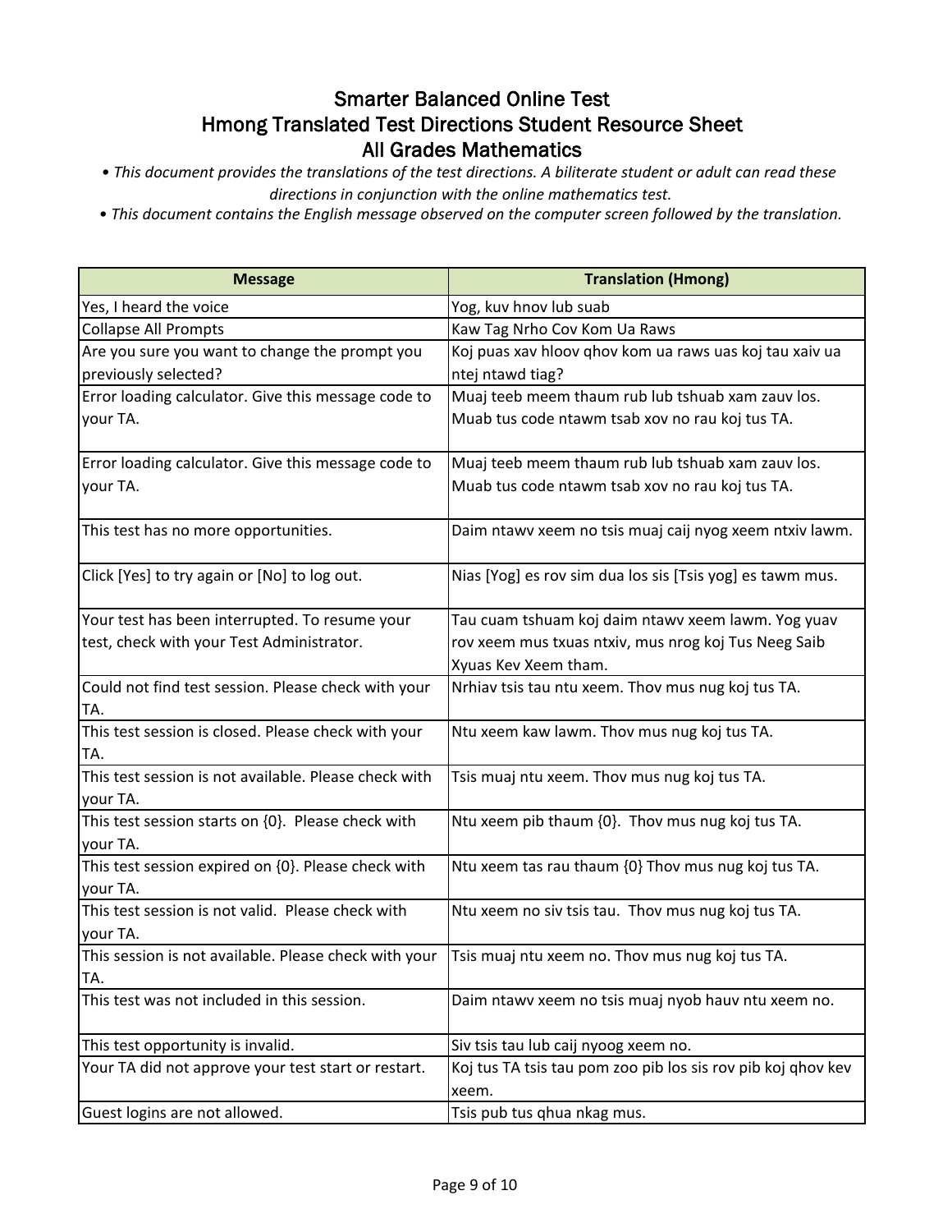# Smarter Balanced Online Test
## Hmong Translated Test Directions Student Resource Sheet
## All Grades Mathematics

*• This document provides the translations of the test directions. A biliterate student or adult can read these directions in conjunction with the online mathematics test.*

*• This document contains the English message observed on the computer screen followed by the translation.*

| Message | Translation (Hmong) |
|---|---|
| Yes, I heard the voice | Yog, kuv hnov lub suab |
| Collapse All Prompts | Kaw Tag Nrho Cov Kom Ua Raws |
| Are you sure you want to change the prompt you previously selected? | Koj puas xav hloov qhov kom ua raws uas koj tau xaiv ua ntej ntawd tiag? |
| Error loading calculator. Give this message code to your TA. | Muaj teeb meem thaum rub lub tshuab xam zauv los. Muab tus code ntawm tsab xov no rau koj tus TA. |
| Error loading calculator. Give this message code to your TA. | Muaj teeb meem thaum rub lub tshuab xam zauv los. Muab tus code ntawm tsab xov no rau koj tus TA. |
| This test has no more opportunities. | Daim ntawv xeem no tsis muaj caij nyog xeem ntxiv lawm. |
| Click [Yes] to try again or [No] to log out. | Nias [Yog] es rov sim dua los sis [Tsis yog] es tawm mus. |
| Your test has been interrupted. To resume your test, check with your Test Administrator. | Tau cuam tshuam koj daim ntawv xeem lawm. Yog yuav rov xeem mus txuas ntxiv, mus nrog koj Tus Neeg Saib Xyuas Kev Xeem tham. |
| Could not find test session. Please check with your TA. | Nrhiav tsis tau ntu xeem. Thov mus nug koj tus TA. |
| This test session is closed. Please check with your TA. | Ntu xeem kaw lawm. Thov mus nug koj tus TA. |
| This test session is not available. Please check with your TA. | Tsis muaj ntu xeem. Thov mus nug koj tus TA. |
| This test session starts on {0}. Please check with your TA. | Ntu xeem pib thaum {0}. Thov mus nug koj tus TA. |
| This test session expired on {0}. Please check with your TA. | Ntu xeem tas rau thaum {0} Thov mus nug koj tus TA. |
| This test session is not valid. Please check with your TA. | Ntu xeem no siv tsis tau. Thov mus nug koj tus TA. |
| This session is not available. Please check with your TA. | Tsis muaj ntu xeem no. Thov mus nug koj tus TA. |
| This test was not included in this session. | Daim ntawv xeem no tsis muaj nyob hauv ntu xeem no. |
| This test opportunity is invalid. | Siv tsis tau lub caij nyoog xeem no. |
| Your TA did not approve your test start or restart. | Koj tus TA tsis tau pom zoo pib los sis rov pib koj qhov kev xeem. |
| Guest logins are not allowed. | Tsis pub tus qhua nkag mus. |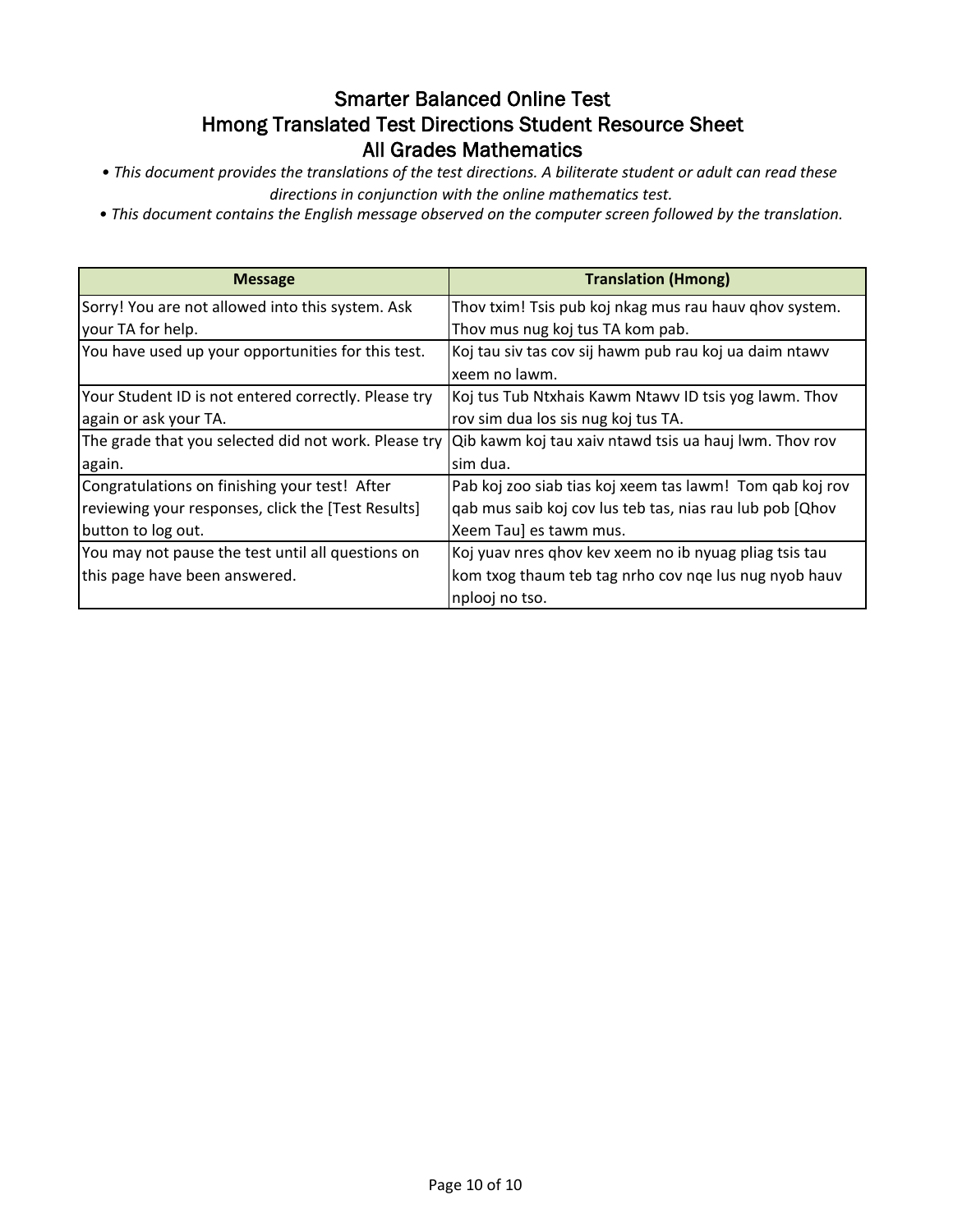# Smarter Balanced Online Test
## Hmong Translated Test Directions Student Resource Sheet
## All Grades Mathematics

- *This document provides the translations of the test directions. A biliterate student or adult can read these directions in conjunction with the online mathematics test.*
- *This document contains the English message observed on the computer screen followed by the translation.*

| Message | Translation (Hmong) |
| --- | --- |
| Sorry! You are not allowed into this system. Ask your TA for help. | Thov txim! Tsis pub koj nkag mus rau hauv qhov system. Thov mus nug koj tus TA kom pab. |
| You have used up your opportunities for this test. | Koj tau siv tas cov sij hawm pub rau koj ua daim ntawv xeem no lawm. |
| Your Student ID is not entered correctly. Please try again or ask your TA. | Koj tus Tub Ntxhais Kawm Ntawv ID tsis yog lawm. Thov rov sim dua los sis nug koj tus TA. |
| The grade that you selected did not work. Please try again. | Qib kawm koj tau xaiv ntawd tsis ua hauj lwm. Thov rov sim dua. |
| Congratulations on finishing your test! After reviewing your responses, click the [Test Results] button to log out. | Pab koj zoo siab tias koj xeem tas lawm! Tom qab koj rov qab mus saib koj cov lus teb tas, nias rau lub pob [Qhov Xeem Tau] es tawm mus. |
| You may not pause the test until all questions on this page have been answered. | Koj yuav nres qhov kev xeem no ib nyuag pliag tsis tau kom txog thaum teb tag nrho cov nqe lus nug nyob hauv nplooj no tso. |